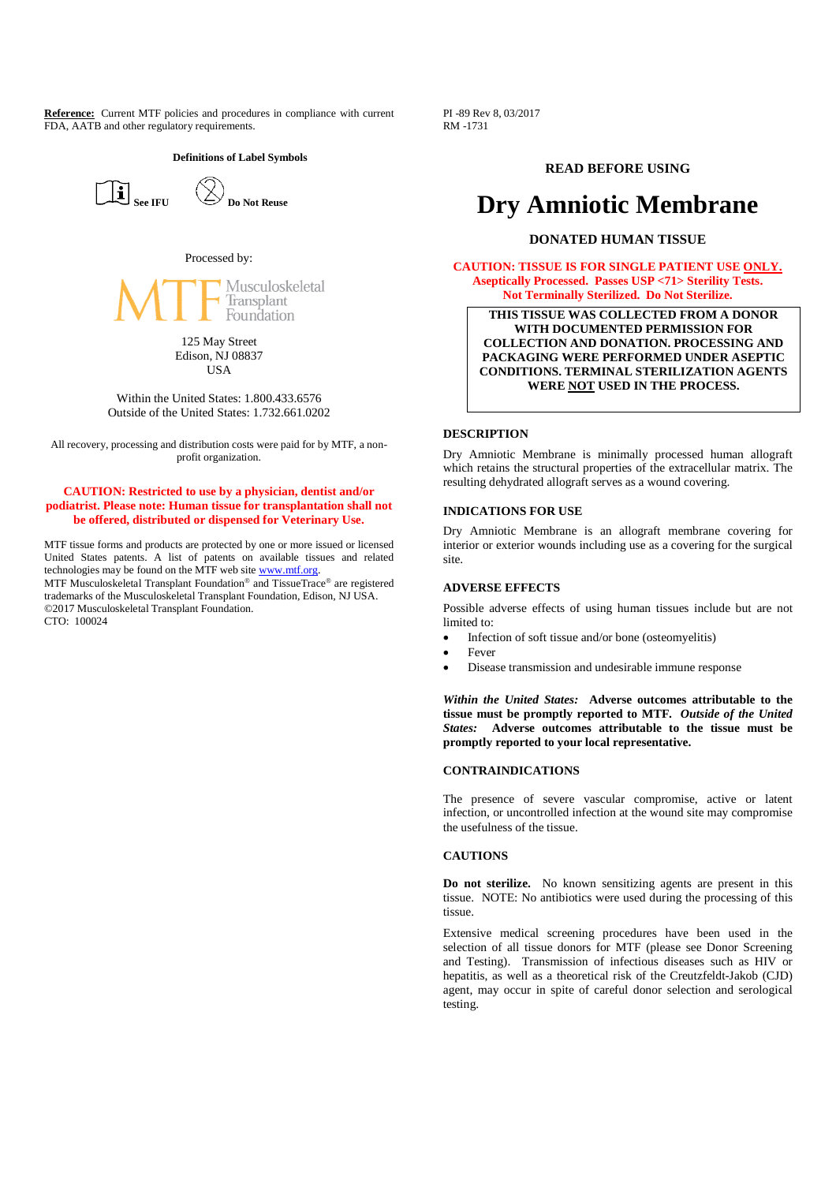**Reference:** Current MTF policies and procedures in compliance with current FDA, AATB and other regulatory requirements.

**Definitions of Label Symbols**

**See IFU** **Do Not Reuse**

Processed by:

MTF Musculoskeletal Transplant Foundation

125 May Street
Edison, NJ 08837
USA

Within the United States: 1.800.433.6576
Outside of the United States: 1.732.661.0202

All recovery, processing and distribution costs were paid for by MTF, a non-profit organization.

**CAUTION: Restricted to use by a physician, dentist and/or podiatrist. Please note: Human tissue for transplantation shall not be offered, distributed or dispensed for Veterinary Use.**

MTF tissue forms and products are protected by one or more issued or licensed United States patents. A list of patents on available tissues and related technologies may be found on the MTF web site www.mtf.org.
MTF Musculoskeletal Transplant Foundation® and TissueTrace® are registered trademarks of the Musculoskeletal Transplant Foundation, Edison, NJ USA.
©2017 Musculoskeletal Transplant Foundation.
CTO: 100024

PI -89 Rev 8, 03/2017
RM -1731

**READ BEFORE USING**

# Dry Amniotic Membrane

**DONATED HUMAN TISSUE**

**CAUTION: TISSUE IS FOR SINGLE PATIENT USE ONLY.**
**Aseptically Processed. Passes USP <71> Sterility Tests.**
**Not Terminally Sterilized. Do Not Sterilize.**

**THIS TISSUE WAS COLLECTED FROM A DONOR WITH DOCUMENTED PERMISSION FOR COLLECTION AND DONATION. PROCESSING AND PACKAGING WERE PERFORMED UNDER ASEPTIC CONDITIONS. TERMINAL STERILIZATION AGENTS WERE NOT USED IN THE PROCESS.**

## DESCRIPTION

Dry Amniotic Membrane is minimally processed human allograft which retains the structural properties of the extracellular matrix. The resulting dehydrated allograft serves as a wound covering.

## INDICATIONS FOR USE

Dry Amniotic Membrane is an allograft membrane covering for interior or exterior wounds including use as a covering for the surgical site.

## ADVERSE EFFECTS

Possible adverse effects of using human tissues include but are not limited to:

- Infection of soft tissue and/or bone (osteomyelitis)
- Fever
- Disease transmission and undesirable immune response

***Within the United States:*** **Adverse outcomes attributable to the tissue must be promptly reported to MTF.** ***Outside of the United States:*** **Adverse outcomes attributable to the tissue must be promptly reported to your local representative.**

## CONTRAINDICATIONS

The presence of severe vascular compromise, active or latent infection, or uncontrolled infection at the wound site may compromise the usefulness of the tissue.

## CAUTIONS

**Do not sterilize.** No known sensitizing agents are present in this tissue. NOTE: No antibiotics were used during the processing of this tissue.

Extensive medical screening procedures have been used in the selection of all tissue donors for MTF (please see Donor Screening and Testing). Transmission of infectious diseases such as HIV or hepatitis, as well as a theoretical risk of the Creutzfeldt-Jakob (CJD) agent, may occur in spite of careful donor selection and serological testing.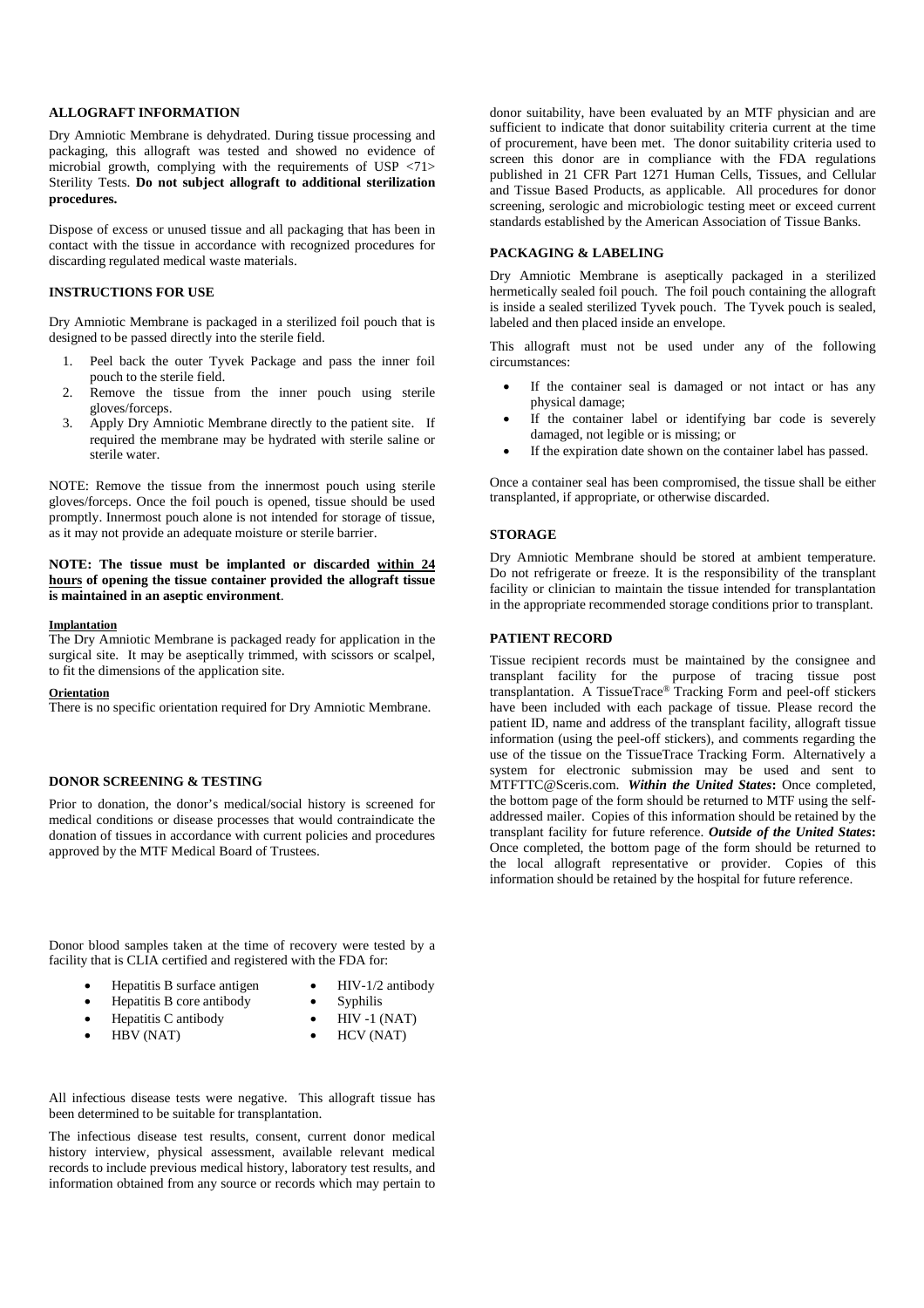## ALLOGRAFT INFORMATION

Dry Amniotic Membrane is dehydrated. During tissue processing and packaging, this allograft was tested and showed no evidence of microbial growth, complying with the requirements of USP <71> Sterility Tests. **Do not subject allograft to additional sterilization procedures.**

Dispose of excess or unused tissue and all packaging that has been in contact with the tissue in accordance with recognized procedures for discarding regulated medical waste materials.

## INSTRUCTIONS FOR USE

Dry Amniotic Membrane is packaged in a sterilized foil pouch that is designed to be passed directly into the sterile field.

1. Peel back the outer Tyvek Package and pass the inner foil pouch to the sterile field.
2. Remove the tissue from the inner pouch using sterile gloves/forceps.
3. Apply Dry Amniotic Membrane directly to the patient site. If required the membrane may be hydrated with sterile saline or sterile water.

NOTE: Remove the tissue from the innermost pouch using sterile gloves/forceps. Once the foil pouch is opened, tissue should be used promptly. Innermost pouch alone is not intended for storage of tissue, as it may not provide an adequate moisture or sterile barrier.

**NOTE: The tissue must be implanted or discarded <u>within 24 hours</u> of opening the tissue container provided the allograft tissue is maintained in an aseptic environment**.

#### Implantation

The Dry Amniotic Membrane is packaged ready for application in the surgical site. It may be aseptically trimmed, with scissors or scalpel, to fit the dimensions of the application site.

#### Orientation

There is no specific orientation required for Dry Amniotic Membrane.

## DONOR SCREENING & TESTING

Prior to donation, the donor's medical/social history is screened for medical conditions or disease processes that would contraindicate the donation of tissues in accordance with current policies and procedures approved by the MTF Medical Board of Trustees.

Donor blood samples taken at the time of recovery were tested by a facility that is CLIA certified and registered with the FDA for:

- Hepatitis B surface antigen
- Hepatitis B core antibody
- Hepatitis C antibody
- HBV (NAT)
- HIV-1/2 antibody
- Syphilis
- HIV -1 (NAT)
- HCV (NAT)

All infectious disease tests were negative. This allograft tissue has been determined to be suitable for transplantation.

The infectious disease test results, consent, current donor medical history interview, physical assessment, available relevant medical records to include previous medical history, laboratory test results, and information obtained from any source or records which may pertain to donor suitability, have been evaluated by an MTF physician and are sufficient to indicate that donor suitability criteria current at the time of procurement, have been met. The donor suitability criteria used to screen this donor are in compliance with the FDA regulations published in 21 CFR Part 1271 Human Cells, Tissues, and Cellular and Tissue Based Products, as applicable. All procedures for donor screening, serologic and microbiologic testing meet or exceed current standards established by the American Association of Tissue Banks.

## PACKAGING & LABELING

Dry Amniotic Membrane is aseptically packaged in a sterilized hermetically sealed foil pouch. The foil pouch containing the allograft is inside a sealed sterilized Tyvek pouch. The Tyvek pouch is sealed, labeled and then placed inside an envelope.

This allograft must not be used under any of the following circumstances:

- If the container seal is damaged or not intact or has any physical damage;
- If the container label or identifying bar code is severely damaged, not legible or is missing; or
- If the expiration date shown on the container label has passed.

Once a container seal has been compromised, the tissue shall be either transplanted, if appropriate, or otherwise discarded.

## STORAGE

Dry Amniotic Membrane should be stored at ambient temperature. Do not refrigerate or freeze. It is the responsibility of the transplant facility or clinician to maintain the tissue intended for transplantation in the appropriate recommended storage conditions prior to transplant.

## PATIENT RECORD

Tissue recipient records must be maintained by the consignee and transplant facility for the purpose of tracing tissue post transplantation. A TissueTrace® Tracking Form and peel-off stickers have been included with each package of tissue. Please record the patient ID, name and address of the transplant facility, allograft tissue information (using the peel-off stickers), and comments regarding the use of the tissue on the TissueTrace Tracking Form. Alternatively a system for electronic submission may be used and sent to MTFTTC@Sceris.com. ***Within the United States*:** Once completed, the bottom page of the form should be returned to MTF using the self-addressed mailer. Copies of this information should be retained by the transplant facility for future reference. ***Outside of the United States*:** Once completed, the bottom page of the form should be returned to the local allograft representative or provider. Copies of this information should be retained by the hospital for future reference.